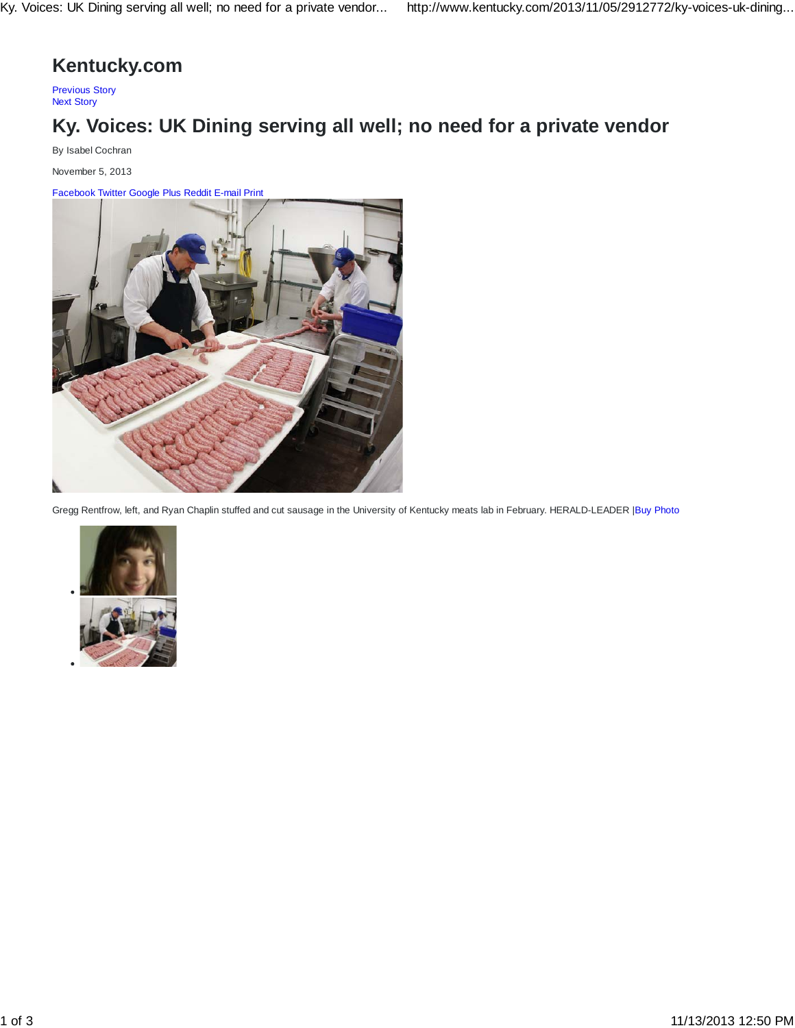# Kentucky.com

Previous Story
Next Story

# Ky. Voices: UK Dining serving all well; no need for a private vendor

By Isabel Cochran

November 5, 2013

Facebook Twitter Google Plus Reddit E-mail Print

Gregg Rentfrow, left, and Ryan Chaplin stuffed and cut sausage in the University of Kentucky meats lab in February. HERALD-LEADER |Buy Photo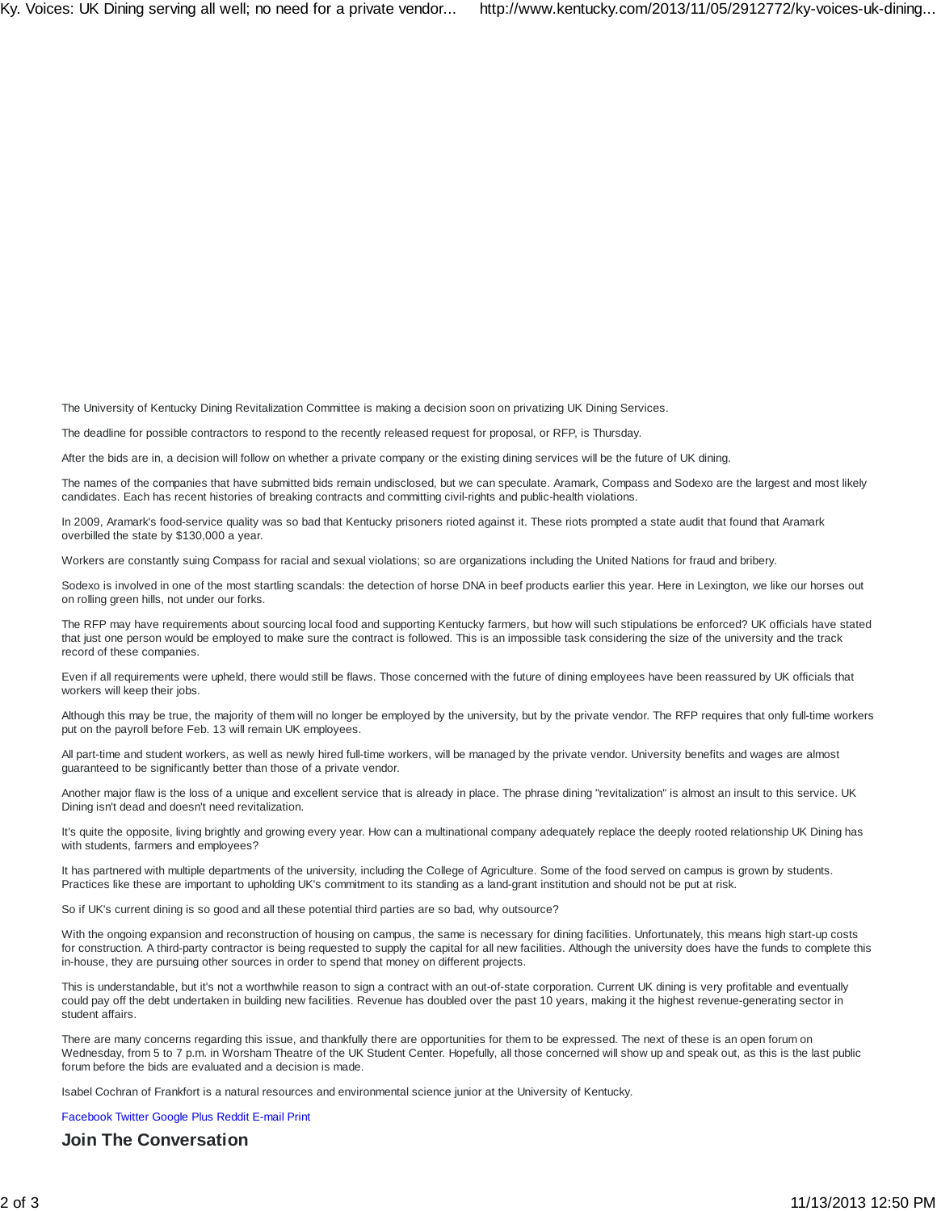The University of Kentucky Dining Revitalization Committee is making a decision soon on privatizing UK Dining Services.

The deadline for possible contractors to respond to the recently released request for proposal, or RFP, is Thursday.

After the bids are in, a decision will follow on whether a private company or the existing dining services will be the future of UK dining.

The names of the companies that have submitted bids remain undisclosed, but we can speculate. Aramark, Compass and Sodexo are the largest and most likely candidates. Each has recent histories of breaking contracts and committing civil-rights and public-health violations.

In 2009, Aramark's food-service quality was so bad that Kentucky prisoners rioted against it. These riots prompted a state audit that found that Aramark overbilled the state by $130,000 a year.

Workers are constantly suing Compass for racial and sexual violations; so are organizations including the United Nations for fraud and bribery.

Sodexo is involved in one of the most startling scandals: the detection of horse DNA in beef products earlier this year. Here in Lexington, we like our horses out on rolling green hills, not under our forks.

The RFP may have requirements about sourcing local food and supporting Kentucky farmers, but how will such stipulations be enforced? UK officials have stated that just one person would be employed to make sure the contract is followed. This is an impossible task considering the size of the university and the track record of these companies.

Even if all requirements were upheld, there would still be flaws. Those concerned with the future of dining employees have been reassured by UK officials that workers will keep their jobs.

Although this may be true, the majority of them will no longer be employed by the university, but by the private vendor. The RFP requires that only full-time workers put on the payroll before Feb. 13 will remain UK employees.

All part-time and student workers, as well as newly hired full-time workers, will be managed by the private vendor. University benefits and wages are almost guaranteed to be significantly better than those of a private vendor.

Another major flaw is the loss of a unique and excellent service that is already in place. The phrase dining "revitalization" is almost an insult to this service. UK Dining isn't dead and doesn't need revitalization.

It's quite the opposite, living brightly and growing every year. How can a multinational company adequately replace the deeply rooted relationship UK Dining has with students, farmers and employees?

It has partnered with multiple departments of the university, including the College of Agriculture. Some of the food served on campus is grown by students. Practices like these are important to upholding UK's commitment to its standing as a land-grant institution and should not be put at risk.

So if UK's current dining is so good and all these potential third parties are so bad, why outsource?

With the ongoing expansion and reconstruction of housing on campus, the same is necessary for dining facilities. Unfortunately, this means high start-up costs for construction. A third-party contractor is being requested to supply the capital for all new facilities. Although the university does have the funds to complete this in-house, they are pursuing other sources in order to spend that money on different projects.

This is understandable, but it's not a worthwhile reason to sign a contract with an out-of-state corporation. Current UK dining is very profitable and eventually could pay off the debt undertaken in building new facilities. Revenue has doubled over the past 10 years, making it the highest revenue-generating sector in student affairs.

There are many concerns regarding this issue, and thankfully there are opportunities for them to be expressed. The next of these is an open forum on Wednesday, from 5 to 7 p.m. in Worsham Theatre of the UK Student Center. Hopefully, all those concerned will show up and speak out, as this is the last public forum before the bids are evaluated and a decision is made.

Isabel Cochran of Frankfort is a natural resources and environmental science junior at the University of Kentucky.

Facebook Twitter Google Plus Reddit E-mail Print

## Join The Conversation